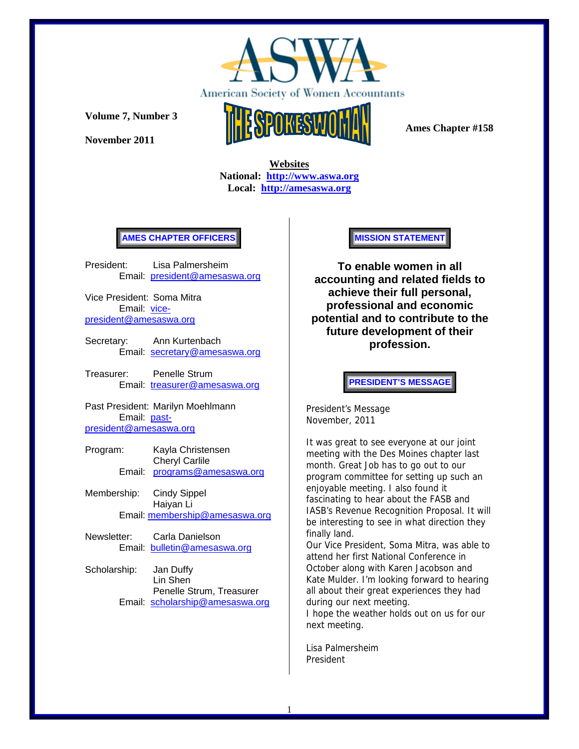# ASWA

American Society of Women Accountants

# THE SPOKESWOMAN

**Volume 7, Number 3**

**November 2011**

**Ames Chapter #158**

**Websites**

**National: [http://www.aswa.org](http://www.aswa.org)**

**Local: [http://amesaswa.org](http://amesaswa.org)**

## AMES CHAPTER OFFICERS

President: Lisa Palmersheim
Email: president@amesaswa.org

Vice President: Soma Mitra
Email: vice-president@amesaswa.org

Secretary: Ann Kurtenbach
Email: secretary@amesaswa.org

Treasurer: Penelle Strum
Email: treasurer@amesaswa.org

Past President: Marilyn Moehlmann
Email: past-president@amesaswa.org

Program: Kayla Christensen
Cheryl Carlile
Email: programs@amesaswa.org

Membership: Cindy Sippel
Haiyan Li
Email: membership@amesaswa.org

Newsletter: Carla Danielson
Email: bulletin@amesaswa.org

Scholarship: Jan Duffy
Lin Shen
Penelle Strum, Treasurer
Email: scholarship@amesaswa.org

## MISSION STATEMENT

**To enable women in all accounting and related fields to achieve their full personal, professional and economic potential and to contribute to the future development of their profession.**

## PRESIDENT'S MESSAGE

President's Message
November, 2011

It was great to see everyone at our joint meeting with the Des Moines chapter last month. Great Job has to go out to our program committee for setting up such an enjoyable meeting. I also found it fascinating to hear about the FASB and IASB's Revenue Recognition Proposal. It will be interesting to see in what direction they finally land.
Our Vice President, Soma Mitra, was able to attend her first National Conference in October along with Karen Jacobson and Kate Mulder. I'm looking forward to hearing all about their great experiences they had during our next meeting.
I hope the weather holds out on us for our next meeting.

Lisa Palmersheim
President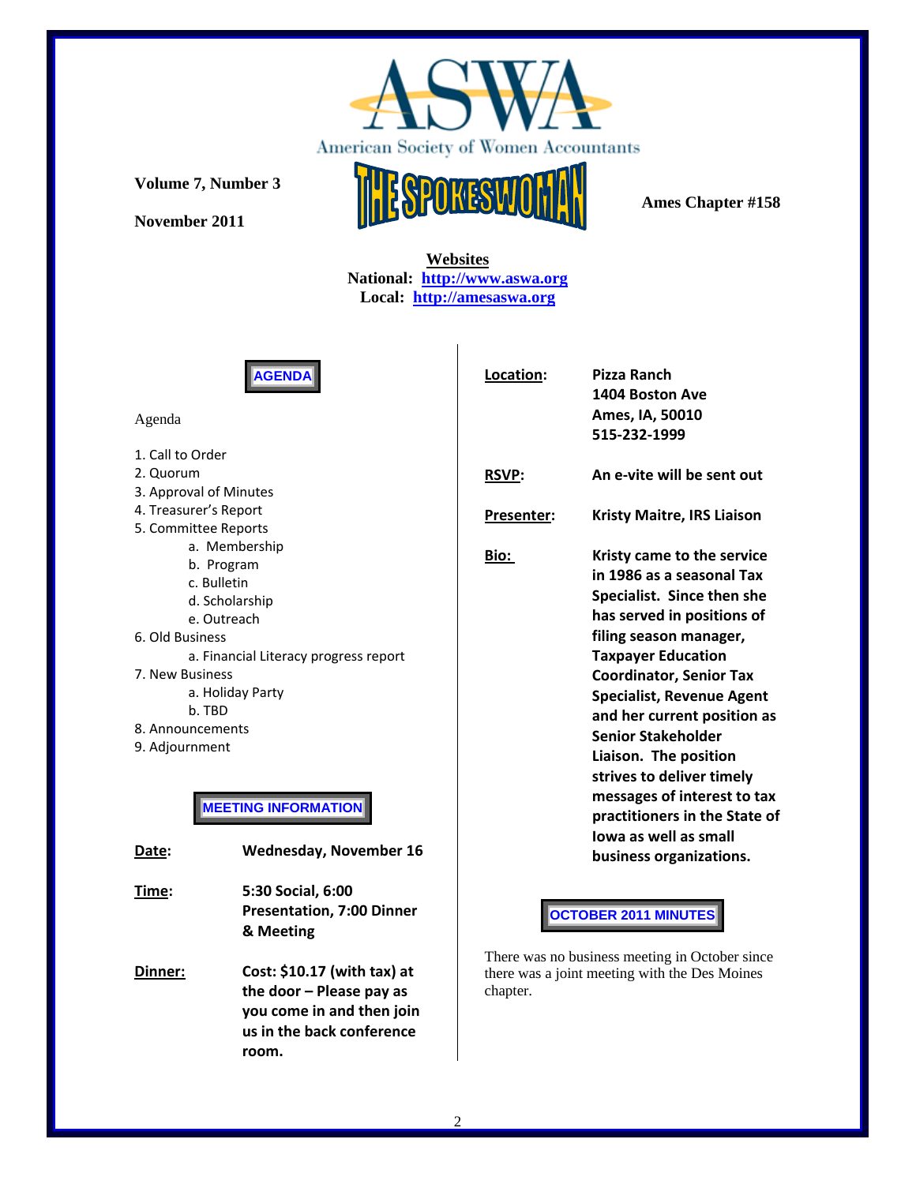# ASWA

American Society of Women Accountants

**Volume 7, Number 3**

**November 2011**

# THE SPOKESWOMAN

**Ames Chapter #158**

**Websites**
**National: http://www.aswa.org**
**Local: http://amesaswa.org**

## AGENDA

Agenda

1. Call to Order
2. Quorum
3. Approval of Minutes
4. Treasurer's Report
5. Committee Reports
   - a. Membership
   - b. Program
   - c. Bulletin
   - d. Scholarship
   - e. Outreach
6. Old Business
   - a. Financial Literacy progress report
7. New Business
   - a. Holiday Party
   - b. TBD
8. Announcements
9. Adjournment

## MEETING INFORMATION

**Date:** **Wednesday, November 16**

**Time:** **5:30 Social, 6:00 Presentation, 7:00 Dinner & Meeting**

**Dinner:** **Cost: $10.17 (with tax) at the door – Please pay as you come in and then join us in the back conference room.**

**Location:** **Pizza Ranch**
**1404 Boston Ave**
**Ames, IA, 50010**
**515-232-1999**

**RSVP:** **An e-vite will be sent out**

**Presenter:** **Kristy Maitre, IRS Liaison**

**Bio:** **Kristy came to the service in 1986 as a seasonal Tax Specialist. Since then she has served in positions of filing season manager, Taxpayer Education Coordinator, Senior Tax Specialist, Revenue Agent and her current position as Senior Stakeholder Liaison. The position strives to deliver timely messages of interest to tax practitioners in the State of Iowa as well as small business organizations.**

## OCTOBER 2011 MINUTES

There was no business meeting in October since there was a joint meeting with the Des Moines chapter.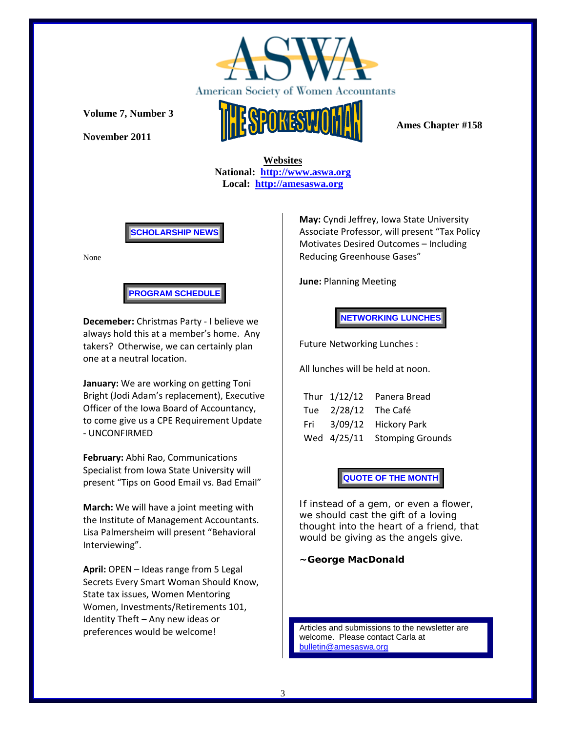ASWA

American Society of Women Accountants

Volume 7, Number 3

November 2011

THE SPOKESWOMAN

Ames Chapter #158

**Websites**
**National: http://www.aswa.org**
**Local: http://amesaswa.org**

## SCHOLARSHIP NEWS

None

## PROGRAM SCHEDULE

**Decemeber:** Christmas Party - I believe we always hold this at a member's home. Any takers? Otherwise, we can certainly plan one at a neutral location.

**January:** We are working on getting Toni Bright (Jodi Adam's replacement), Executive Officer of the Iowa Board of Accountancy, to come give us a CPE Requirement Update - UNCONFIRMED

**February:** Abhi Rao, Communications Specialist from Iowa State University will present "Tips on Good Email vs. Bad Email"

**March:** We will have a joint meeting with the Institute of Management Accountants. Lisa Palmersheim will present "Behavioral Interviewing".

**April:** OPEN – Ideas range from 5 Legal Secrets Every Smart Woman Should Know, State tax issues, Women Mentoring Women, Investments/Retirements 101, Identity Theft – Any new ideas or preferences would be welcome!

**May:** Cyndi Jeffrey, Iowa State University Associate Professor, will present "Tax Policy Motivates Desired Outcomes – Including Reducing Greenhouse Gases"

**June:** Planning Meeting

## NETWORKING LUNCHES

Future Networking Lunches :

All lunches will be held at noon.

| | | |
|---|---|---|
| Thur | 1/12/12 | Panera Bread |
| Tue | 2/28/12 | The Café |
| Fri | 3/09/12 | Hickory Park |
| Wed | 4/25/11 | Stomping Grounds |

## QUOTE OF THE MONTH

If instead of a gem, or even a flower, we should cast the gift of a loving thought into the heart of a friend, that would be giving as the angels give.

**~George MacDonald**

Articles and submissions to the newsletter are welcome. Please contact Carla at bulletin@amesaswa.org